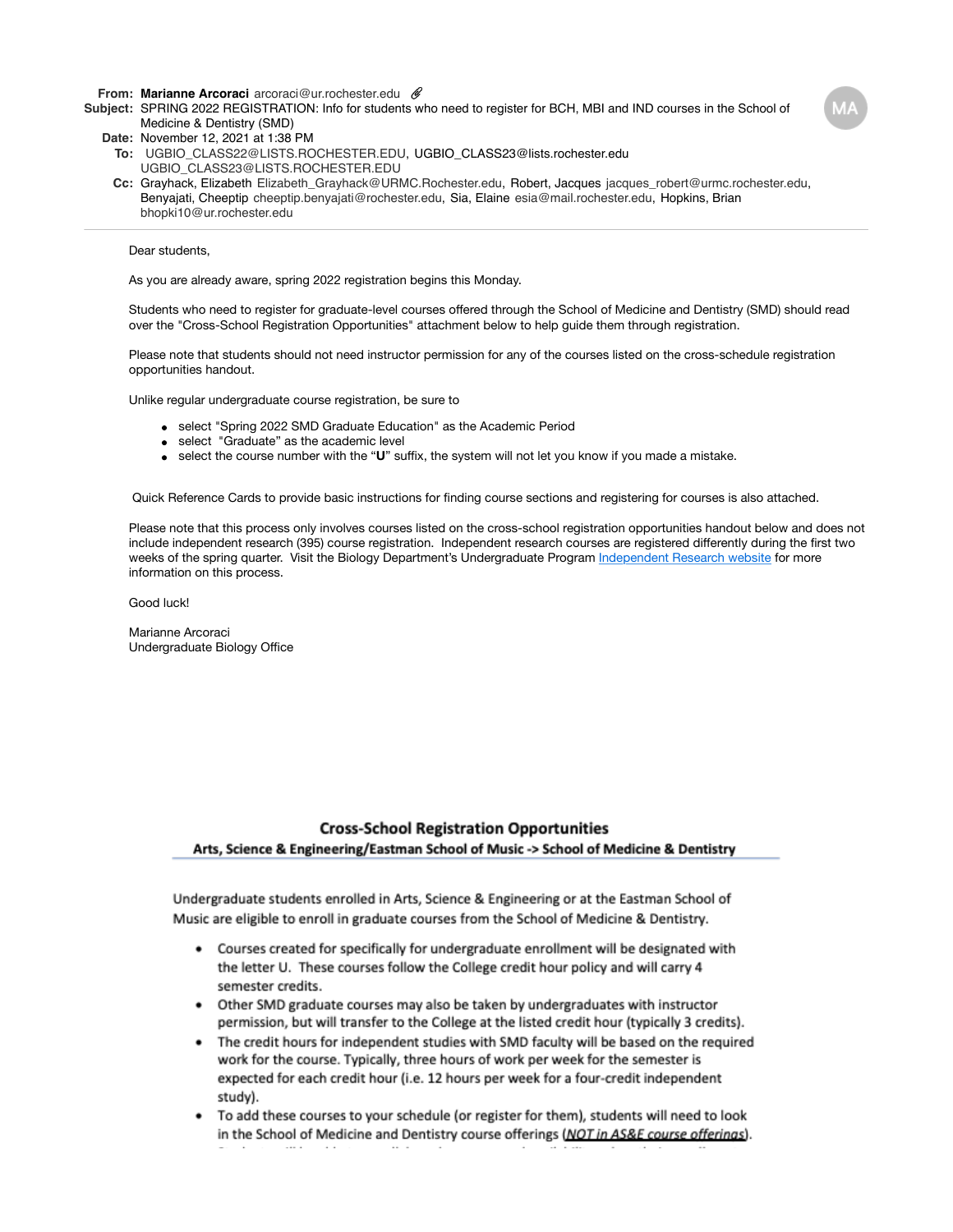**From:** **Marianne Arcoraci** arcoraci@ur.rochester.edu

**Subject:** SPRING 2022 REGISTRATION: Info for students who need to register for BCH, MBI and IND courses in the School of Medicine & Dentistry (SMD)

**Date:** November 12, 2021 at 1:38 PM

**To:** UGBIO_CLASS22@LISTS.ROCHESTER.EDU, UGBIO_CLASS23@lists.rochester.edu UGBIO_CLASS23@LISTS.ROCHESTER.EDU

**Cc:** Grayhack, Elizabeth Elizabeth_Grayhack@URMC.Rochester.edu, Robert, Jacques jacques_robert@urmc.rochester.edu, Benyajati, Cheeptip cheeptip.benyajati@rochester.edu, Sia, Elaine esia@mail.rochester.edu, Hopkins, Brian bhopki10@ur.rochester.edu

---

Dear students,

As you are already aware, spring 2022 registration begins this Monday.

Students who need to register for graduate-level courses offered through the School of Medicine and Dentistry (SMD) should read over the "Cross-School Registration Opportunities" attachment below to help guide them through registration.

Please note that students should not need instructor permission for any of the courses listed on the cross-schedule registration opportunities handout.

Unlike regular undergraduate course registration, be sure to

- select "Spring 2022 SMD Graduate Education" as the Academic Period
- select "Graduate" as the academic level
- select the course number with the "**U**" suffix, the system will not let you know if you made a mistake.

Quick Reference Cards to provide basic instructions for finding course sections and registering for courses is also attached.

Please note that this process only involves courses listed on the cross-school registration opportunities handout below and does not include independent research (395) course registration. Independent research courses are registered differently during the first two weeks of the spring quarter. Visit the Biology Department's Undergraduate Program Independent Research website for more information on this process.

Good luck!

Marianne Arcoraci
Undergraduate Biology Office

## Cross-School Registration Opportunities

**Arts, Science & Engineering/Eastman School of Music -> School of Medicine & Dentistry**

Undergraduate students enrolled in Arts, Science & Engineering or at the Eastman School of Music are eligible to enroll in graduate courses from the School of Medicine & Dentistry.

- Courses created for specifically for undergraduate enrollment will be designated with the letter U. These courses follow the College credit hour policy and will carry 4 semester credits.
- Other SMD graduate courses may also be taken by undergraduates with instructor permission, but will transfer to the College at the listed credit hour (typically 3 credits).
- The credit hours for independent studies with SMD faculty will be based on the required work for the course. Typically, three hours of work per week for the semester is expected for each credit hour (i.e. 12 hours per week for a four-credit independent study).
- To add these courses to your schedule (or register for them), students will need to look in the School of Medicine and Dentistry course offerings (***NOT in AS&E course offerings***).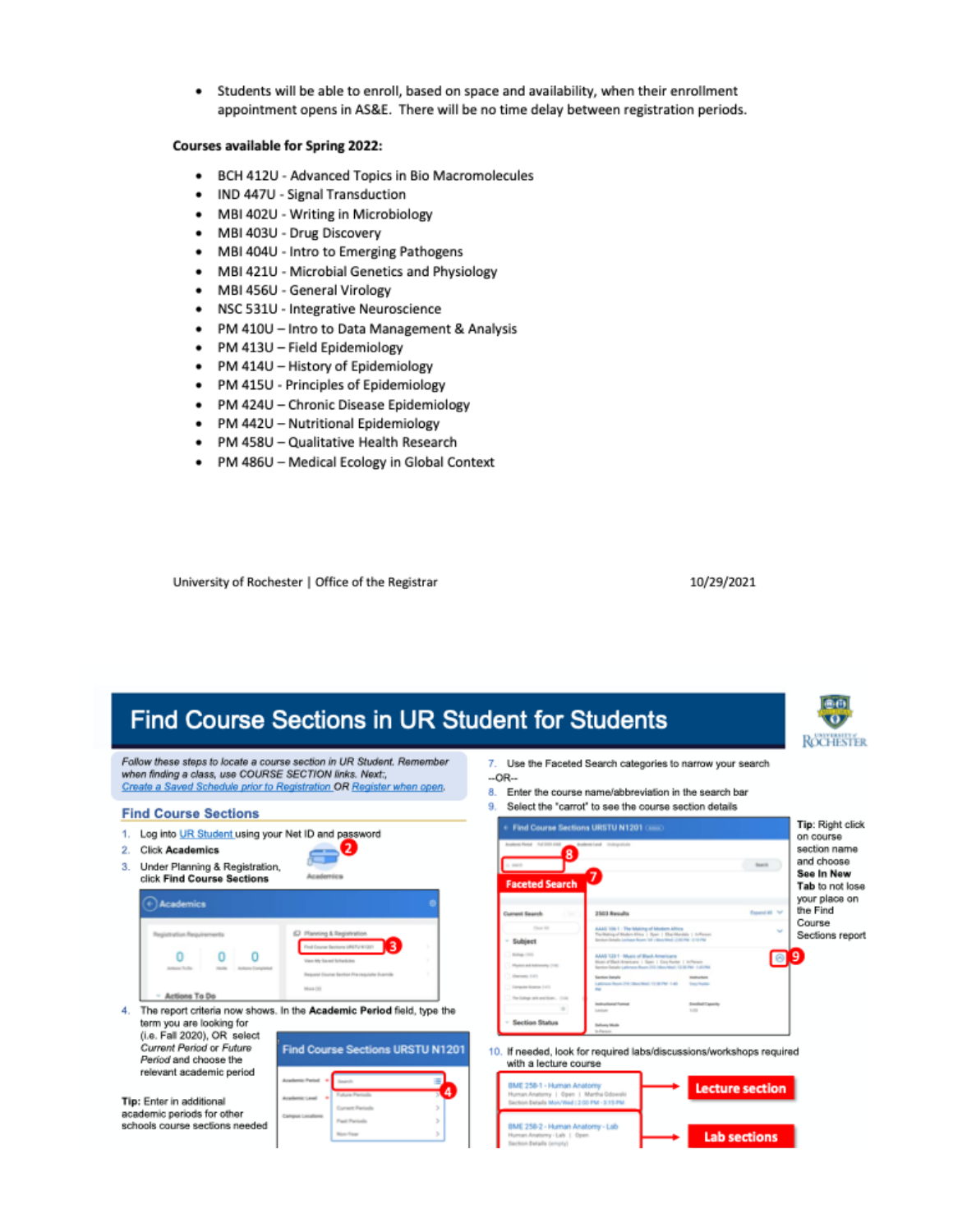- Students will be able to enroll, based on space and availability, when their enrollment appointment opens in AS&E. There will be no time delay between registration periods.

**Courses available for Spring 2022:**

- BCH 412U - Advanced Topics in Bio Macromolecules
- IND 447U - Signal Transduction
- MBI 402U - Writing in Microbiology
- MBI 403U - Drug Discovery
- MBI 404U - Intro to Emerging Pathogens
- MBI 421U - Microbial Genetics and Physiology
- MBI 456U - General Virology
- NSC 531U - Integrative Neuroscience
- PM 410U – Intro to Data Management & Analysis
- PM 413U – Field Epidemiology
- PM 414U – History of Epidemiology
- PM 415U - Principles of Epidemiology
- PM 424U – Chronic Disease Epidemiology
- PM 442U – Nutritional Epidemiology
- PM 458U – Qualitative Health Research
- PM 486U – Medical Ecology in Global Context

University of Rochester | Office of the Registrar 10/29/2021

# Find Course Sections in UR Student for Students

*Follow these steps to locate a course section in UR Student. Remember when finding a class, use COURSE SECTION links. Next:, Create a Saved Schedule prior to Registration OR Register when open.*

## Find Course Sections

1. Log into UR Student using your Net ID and password
2. Click **Academics**
3. Under Planning & Registration, click **Find Course Sections**
4. The report criteria now shows. In the **Academic Period** field, type the term you are looking for (i.e. Fall 2020), OR select *Current Period* or *Future Period* and choose the relevant academic period

**Tip**: Enter in additional academic periods for other schools course sections needed

7. Use the Faceted Search categories to narrow your search

--OR--

8. Enter the course name/abbreviation in the search bar
9. Select the "carrot" to see the course section details

**Tip**: Right click on course section name and choose **See In New Tab** to not lose your place on the Find Course Sections report

10. If needed, look for required labs/discussions/workshops required with a lecture course

Lecture section

Lab sections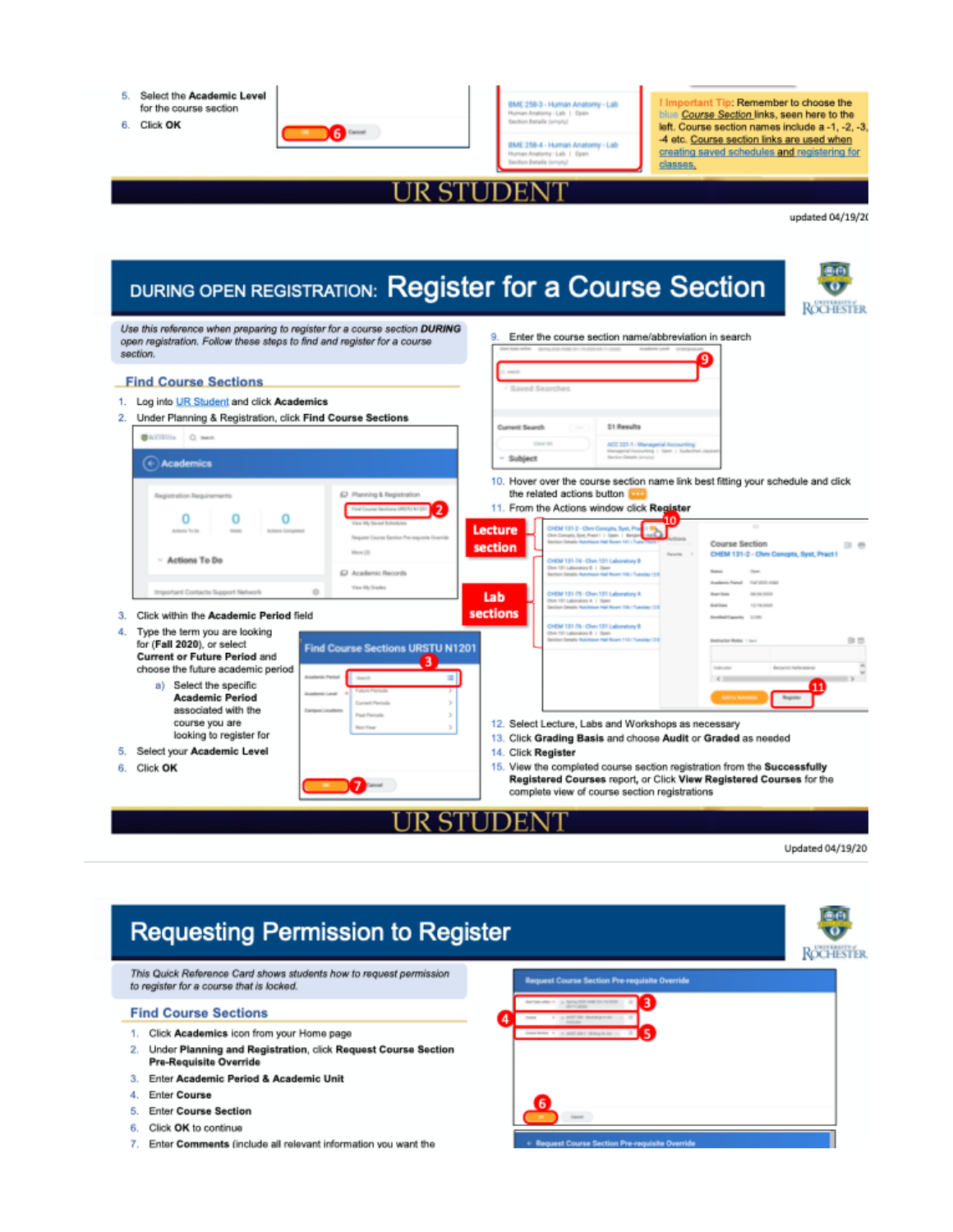5. Select the **Academic Level** for the course section
6. Click **OK**

! **Important Tip:** Remember to choose the blue Course Section links, seen here to the left. Course section names include a -1, -2, -3, -4 etc. Course section links are used when creating saved schedules and registering for classes.

updated 04/19/20

# DURING OPEN REGISTRATION: Register for a Course Section

*Use this reference when preparing to register for a course section* ***DURING*** *open registration. Follow these steps to find and register for a course section.*

## Find Course Sections

1. Log into UR Student and click **Academics**
2. Under Planning & Registration, click **Find Course Sections**
3. Click within the **Academic Period** field
4. Type the term you are looking for (**Fall 2020**), or select **Current or Future Period** and choose the future academic period
   a) Select the specific **Academic Period** associated with the course you are looking to register for
5. Select your **Academic Level**
6. Click **OK**
9. Enter the course section name/abbreviation in search
10. Hover over the course section name link best fitting your schedule and click the related actions button
11. From the Actions window click **Register**
12. Select Lecture, Labs and Workshops as necessary
13. Click **Grading Basis** and choose **Audit** or **Graded** as needed
14. Click **Register**
15. View the completed course section registration from the **Successfully Registered Courses** report, or Click **View Registered Courses** for the complete view of course section registrations

Lecture section

Lab sections

Updated 04/19/20

# Requesting Permission to Register

*This Quick Reference Card shows students how to request permission to register for a course that is locked.*

## Find Course Sections

1. Click **Academics** icon from your Home page
2. Under **Planning and Registration**, click **Request Course Section Pre-Requisite Override**
3. Enter **Academic Period & Academic Unit**
4. Enter **Course**
5. Enter **Course Section**
6. Click **OK** to continue
7. Enter **Comments** (include all relevant information you want the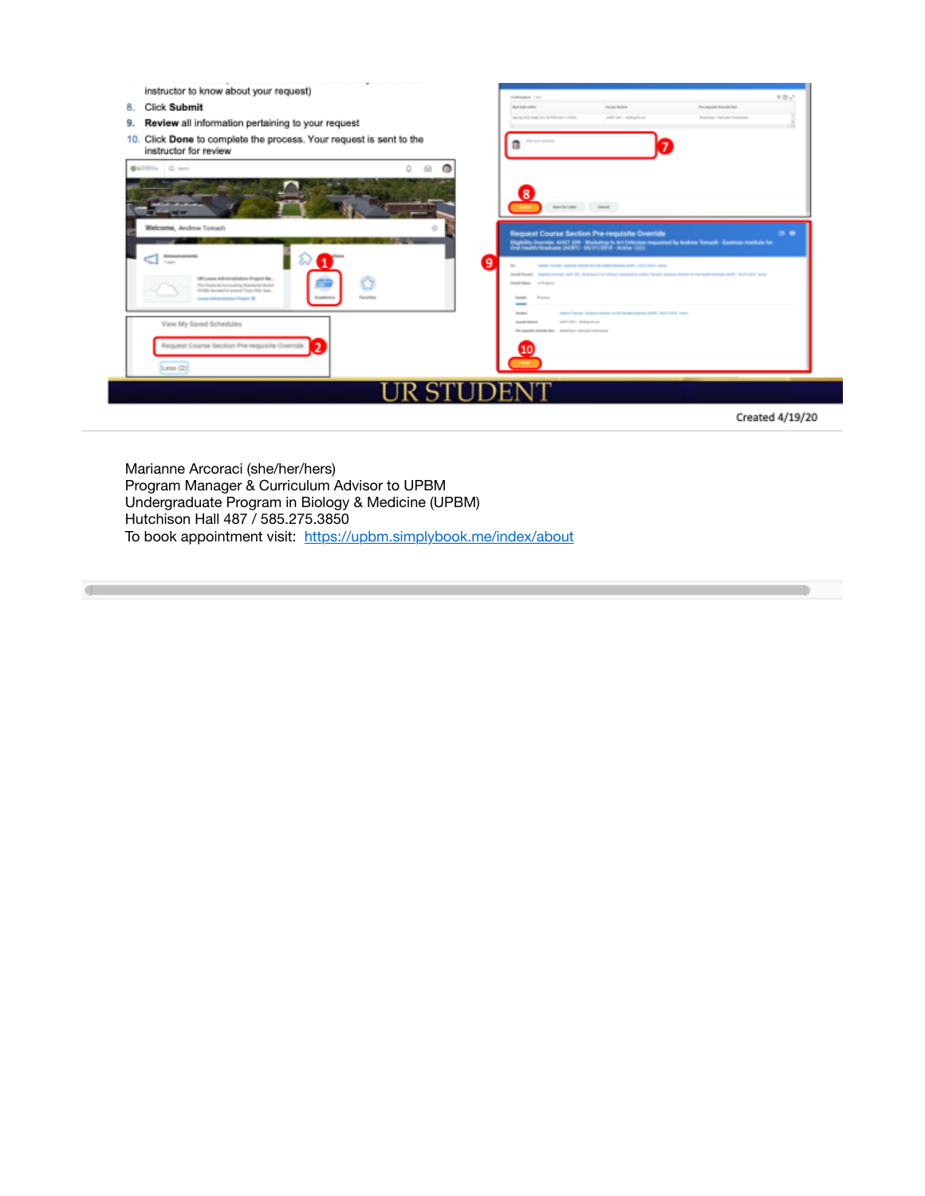instructor to know about your request)

8. Click **Submit**
9. **Review** all information pertaining to your request
10. Click **Done** to complete the process. Your request is sent to the instructor for review

UR STUDENT

Created 4/19/20

Marianne Arcoraci (she/her/hers)
Program Manager & Curriculum Advisor to UPBM
Undergraduate Program in Biology & Medicine (UPBM)
Hutchison Hall 487 / 585.275.3850
To book appointment visit: https://upbm.simplybook.me/index/about